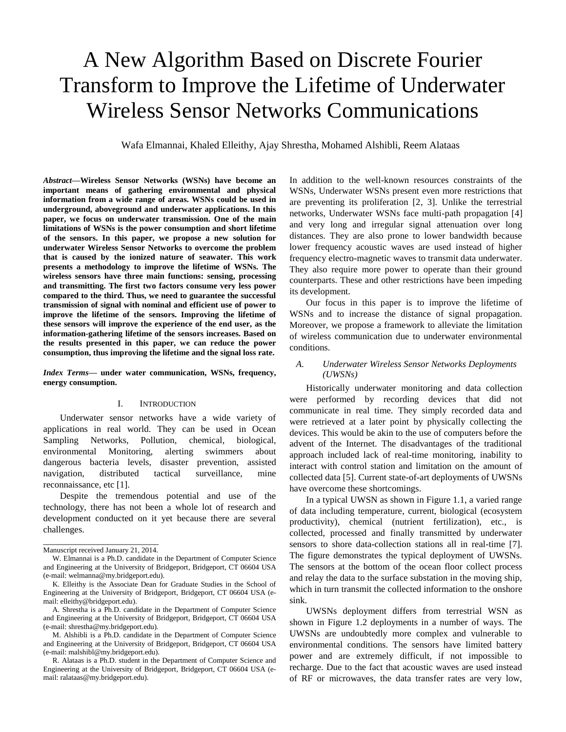# A New Algorithm Based on Discrete Fourier Transform to Improve the Lifetime of Underwater Wireless Sensor Networks Communications

Wafa Elmannai, Khaled Elleithy, Ajay Shrestha, Mohamed Alshibli, Reem Alataas

***Abstract*—Wireless Sensor Networks (WSNs) have become an important means of gathering environmental and physical information from a wide range of areas. WSNs could be used in underground, aboveground and underwater applications. In this paper, we focus on underwater transmission. One of the main limitations of WSNs is the power consumption and short lifetime of the sensors. In this paper, we propose a new solution for underwater Wireless Sensor Networks to overcome the problem that is caused by the ionized nature of seawater. This work presents a methodology to improve the lifetime of WSNs. The wireless sensors have three main functions: sensing, processing and transmitting. The first two factors consume very less power compared to the third. Thus, we need to guarantee the successful transmission of signal with nominal and efficient use of power to improve the lifetime of the sensors. Improving the lifetime of these sensors will improve the experience of the end user, as the information-gathering lifetime of the sensors increases. Based on the results presented in this paper, we can reduce the power consumption, thus improving the lifetime and the signal loss rate.**

***Index Terms*— under water communication, WSNs, frequency, energy consumption.**

## I. Introduction

Underwater sensor networks have a wide variety of applications in real world. They can be used in Ocean Sampling Networks, Pollution, chemical, biological, environmental Monitoring, alerting swimmers about dangerous bacteria levels, disaster prevention, assisted navigation, distributed tactical surveillance, mine reconnaissance, etc [1].

Despite the tremendous potential and use of the technology, there has not been a whole lot of research and development conducted on it yet because there are several challenges.

In addition to the well-known resources constraints of the WSNs, Underwater WSNs present even more restrictions that are preventing its proliferation [2, 3]. Unlike the terrestrial networks, Underwater WSNs face multi-path propagation [4] and very long and irregular signal attenuation over long distances. They are also prone to lower bandwidth because lower frequency acoustic waves are used instead of higher frequency electro-magnetic waves to transmit data underwater. They also require more power to operate than their ground counterparts. These and other restrictions have been impeding its development.

Our focus in this paper is to improve the lifetime of WSNs and to increase the distance of signal propagation. Moreover, we propose a framework to alleviate the limitation of wireless communication due to underwater environmental conditions.

### *A. Underwater Wireless Sensor Networks Deployments (UWSNs)*

Historically underwater monitoring and data collection were performed by recording devices that did not communicate in real time. They simply recorded data and were retrieved at a later point by physically collecting the devices. This would be akin to the use of computers before the advent of the Internet. The disadvantages of the traditional approach included lack of real-time monitoring, inability to interact with control station and limitation on the amount of collected data [5]. Current state-of-art deployments of UWSNs have overcome these shortcomings.

In a typical UWSN as shown in Figure 1.1, a varied range of data including temperature, current, biological (ecosystem productivity), chemical (nutrient fertilization), etc., is collected, processed and finally transmitted by underwater sensors to shore data-collection stations all in real-time [7]. The figure demonstrates the typical deployment of UWSNs. The sensors at the bottom of the ocean floor collect process and relay the data to the surface substation in the moving ship, which in turn transmit the collected information to the onshore sink.

UWSNs deployment differs from terrestrial WSN as shown in Figure 1.2 deployments in a number of ways. The UWSNs are undoubtedly more complex and vulnerable to environmental conditions. The sensors have limited battery power and are extremely difficult, if not impossible to recharge. Due to the fact that acoustic waves are used instead of RF or microwaves, the data transfer rates are very low,

---

Manuscript received January 21, 2014.

W. Elmannai is a Ph.D. candidate in the Department of Computer Science and Engineering at the University of Bridgeport, Bridgeport, CT 06604 USA (e-mail: welmanna@my.bridgeport.edu).

K. Elleithy is the Associate Dean for Graduate Studies in the School of Engineering at the University of Bridgeport, Bridgeport, CT 06604 USA (e-mail: elleithy@bridgeport.edu).

A. Shrestha is a Ph.D. candidate in the Department of Computer Science and Engineering at the University of Bridgeport, Bridgeport, CT 06604 USA (e-mail: shrestha@my.bridgeport.edu).

M. Alshibli is a Ph.D. candidate in the Department of Computer Science and Engineering at the University of Bridgeport, Bridgeport, CT 06604 USA (e-mail: malshibl@my.bridgeport.edu).

R. Alataas is a Ph.D. student in the Department of Computer Science and Engineering at the University of Bridgeport, Bridgeport, CT 06604 USA (e-mail: ralataas@my.bridgeport.edu).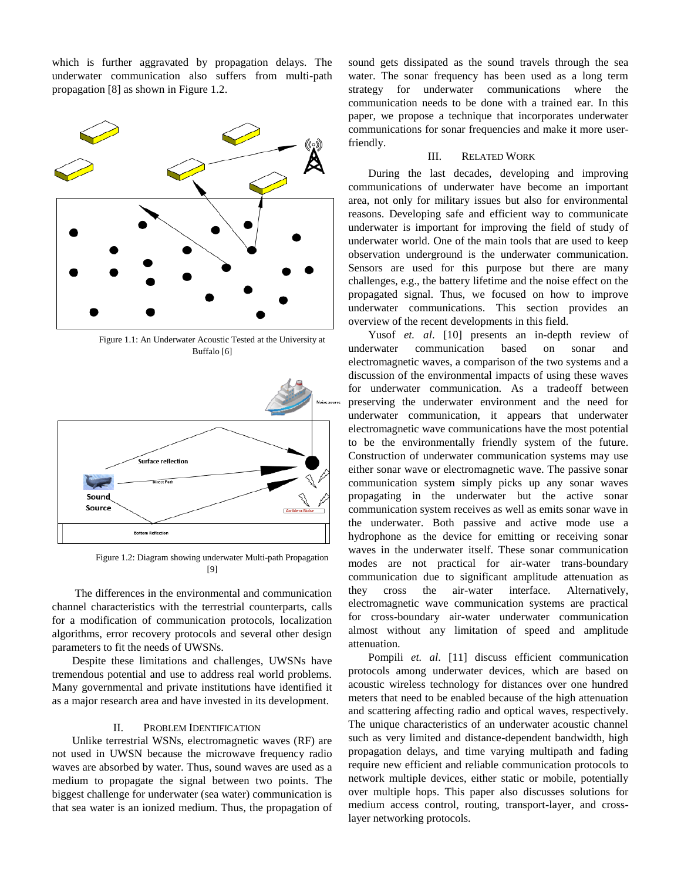which is further aggravated by propagation delays. The underwater communication also suffers from multi-path propagation [8] as shown in Figure 1.2.

Figure 1.1: An Underwater Acoustic Tested at the University at Buffalo [6]

Noise source

Surface reflection

Direct Path

Sound Source

Ambient Noise

Bottom Reflection

Figure 1.2: Diagram showing underwater Multi-path Propagation [9]

The differences in the environmental and communication channel characteristics with the terrestrial counterparts, calls for a modification of communication protocols, localization algorithms, error recovery protocols and several other design parameters to fit the needs of UWSNs.

Despite these limitations and challenges, UWSNs have tremendous potential and use to address real world problems. Many governmental and private institutions have identified it as a major research area and have invested in its development.

## II. Problem Identification

Unlike terrestrial WSNs, electromagnetic waves (RF) are not used in UWSN because the microwave frequency radio waves are absorbed by water. Thus, sound waves are used as a medium to propagate the signal between two points. The biggest challenge for underwater (sea water) communication is that sea water is an ionized medium. Thus, the propagation of sound gets dissipated as the sound travels through the sea water. The sonar frequency has been used as a long term strategy for underwater communications where the communication needs to be done with a trained ear. In this paper, we propose a technique that incorporates underwater communications for sonar frequencies and make it more user-friendly.

## III. Related Work

During the last decades, developing and improving communications of underwater have become an important area, not only for military issues but also for environmental reasons. Developing safe and efficient way to communicate underwater is important for improving the field of study of underwater world. One of the main tools that are used to keep observation underground is the underwater communication. Sensors are used for this purpose but there are many challenges, e.g., the battery lifetime and the noise effect on the propagated signal. Thus, we focused on how to improve underwater communications. This section provides an overview of the recent developments in this field.

Yusof *et. al*. [10] presents an in-depth review of underwater communication based on sonar and electromagnetic waves, a comparison of the two systems and a discussion of the environmental impacts of using these waves for underwater communication. As a tradeoff between preserving the underwater environment and the need for underwater communication, it appears that underwater electromagnetic wave communications have the most potential to be the environmentally friendly system of the future. Construction of underwater communication systems may use either sonar wave or electromagnetic wave. The passive sonar communication system simply picks up any sonar waves propagating in the underwater but the active sonar communication system receives as well as emits sonar wave in the underwater. Both passive and active mode use a hydrophone as the device for emitting or receiving sonar waves in the underwater itself. These sonar communication modes are not practical for air-water trans-boundary communication due to significant amplitude attenuation as they cross the air-water interface. Alternatively, electromagnetic wave communication systems are practical for cross-boundary air-water underwater communication almost without any limitation of speed and amplitude attenuation.

Pompili *et. al*. [11] discuss efficient communication protocols among underwater devices, which are based on acoustic wireless technology for distances over one hundred meters that need to be enabled because of the high attenuation and scattering affecting radio and optical waves, respectively. The unique characteristics of an underwater acoustic channel such as very limited and distance-dependent bandwidth, high propagation delays, and time varying multipath and fading require new efficient and reliable communication protocols to network multiple devices, either static or mobile, potentially over multiple hops. This paper also discusses solutions for medium access control, routing, transport-layer, and cross-layer networking protocols.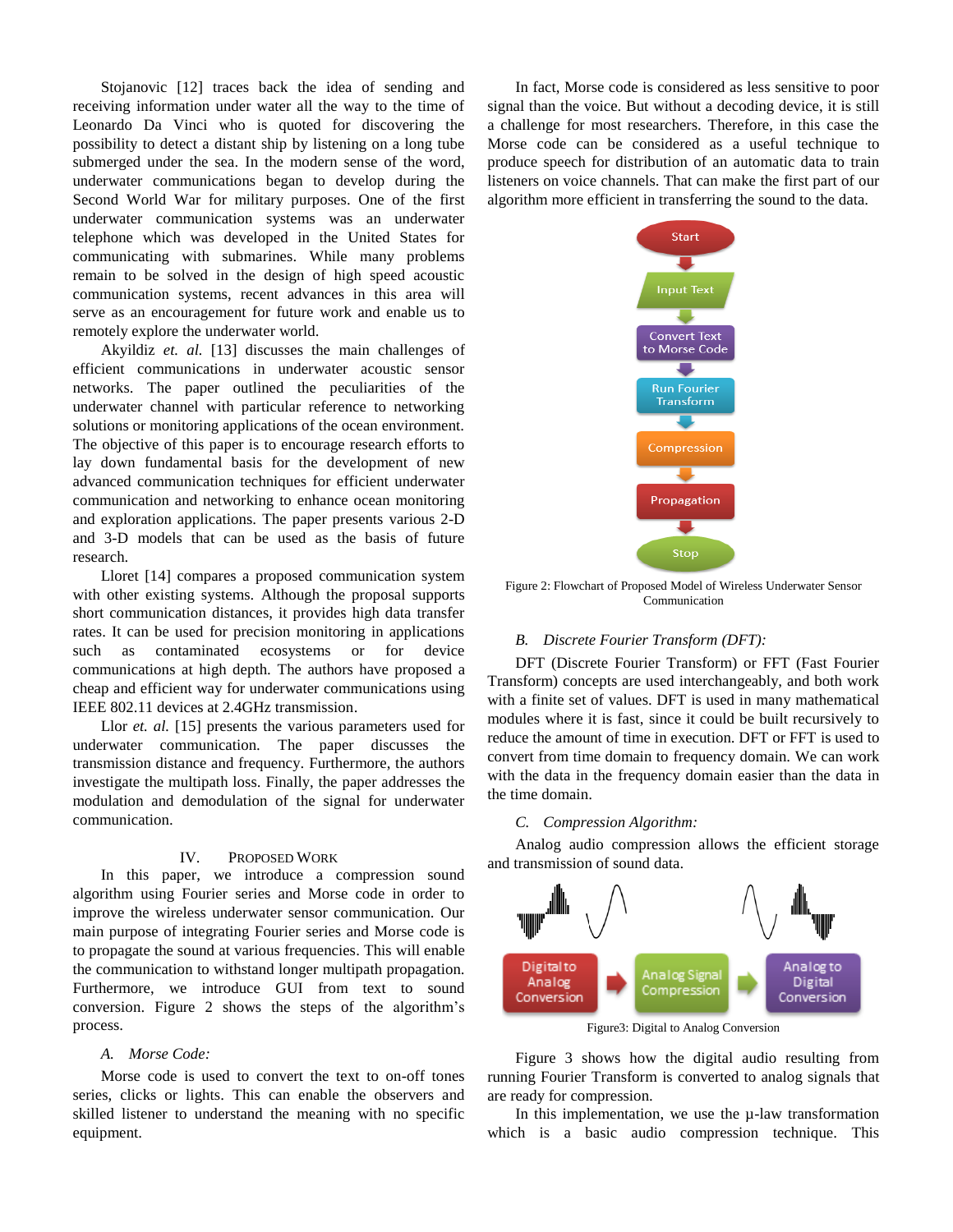Stojanovic [12] traces back the idea of sending and receiving information under water all the way to the time of Leonardo Da Vinci who is quoted for discovering the possibility to detect a distant ship by listening on a long tube submerged under the sea. In the modern sense of the word, underwater communications began to develop during the Second World War for military purposes. One of the first underwater communication systems was an underwater telephone which was developed in the United States for communicating with submarines. While many problems remain to be solved in the design of high speed acoustic communication systems, recent advances in this area will serve as an encouragement for future work and enable us to remotely explore the underwater world.

Akyildiz *et. al.* [13] discusses the main challenges of efficient communications in underwater acoustic sensor networks. The paper outlined the peculiarities of the underwater channel with particular reference to networking solutions or monitoring applications of the ocean environment. The objective of this paper is to encourage research efforts to lay down fundamental basis for the development of new advanced communication techniques for efficient underwater communication and networking to enhance ocean monitoring and exploration applications. The paper presents various 2-D and 3-D models that can be used as the basis of future research.

Lloret [14] compares a proposed communication system with other existing systems. Although the proposal supports short communication distances, it provides high data transfer rates. It can be used for precision monitoring in applications such as contaminated ecosystems or for device communications at high depth. The authors have proposed a cheap and efficient way for underwater communications using IEEE 802.11 devices at 2.4GHz transmission.

Llor *et. al.* [15] presents the various parameters used for underwater communication. The paper discusses the transmission distance and frequency. Furthermore, the authors investigate the multipath loss. Finally, the paper addresses the modulation and demodulation of the signal for underwater communication.

## IV. Proposed Work

In this paper, we introduce a compression sound algorithm using Fourier series and Morse code in order to improve the wireless underwater sensor communication. Our main purpose of integrating Fourier series and Morse code is to propagate the sound at various frequencies. This will enable the communication to withstand longer multipath propagation. Furthermore, we introduce GUI from text to sound conversion. Figure 2 shows the steps of the algorithm's process.

### *A. Morse Code:*

Morse code is used to convert the text to on-off tones series, clicks or lights. This can enable the observers and skilled listener to understand the meaning with no specific equipment.

In fact, Morse code is considered as less sensitive to poor signal than the voice. But without a decoding device, it is still a challenge for most researchers. Therefore, in this case the Morse code can be considered as a useful technique to produce speech for distribution of an automatic data to train listeners on voice channels. That can make the first part of our algorithm more efficient in transferring the sound to the data.

Start → Input Text → Convert Text to Morse Code → Run Fourier Transform → Compression → Propagation → Stop

Figure 2: Flowchart of Proposed Model of Wireless Underwater Sensor Communication

### *B. Discrete Fourier Transform (DFT):*

DFT (Discrete Fourier Transform) or FFT (Fast Fourier Transform) concepts are used interchangeably, and both work with a finite set of values. DFT is used in many mathematical modules where it is fast, since it could be built recursively to reduce the amount of time in execution. DFT or FFT is used to convert from time domain to frequency domain. We can work with the data in the frequency domain easier than the data in the time domain.

### *C. Compression Algorithm:*

Analog audio compression allows the efficient storage and transmission of sound data.

Digital to Analog Conversion → Analog Signal Compression → Analog to Digital Conversion

Figure3: Digital to Analog Conversion

Figure 3 shows how the digital audio resulting from running Fourier Transform is converted to analog signals that are ready for compression.

In this implementation, we use the µ-law transformation which is a basic audio compression technique. This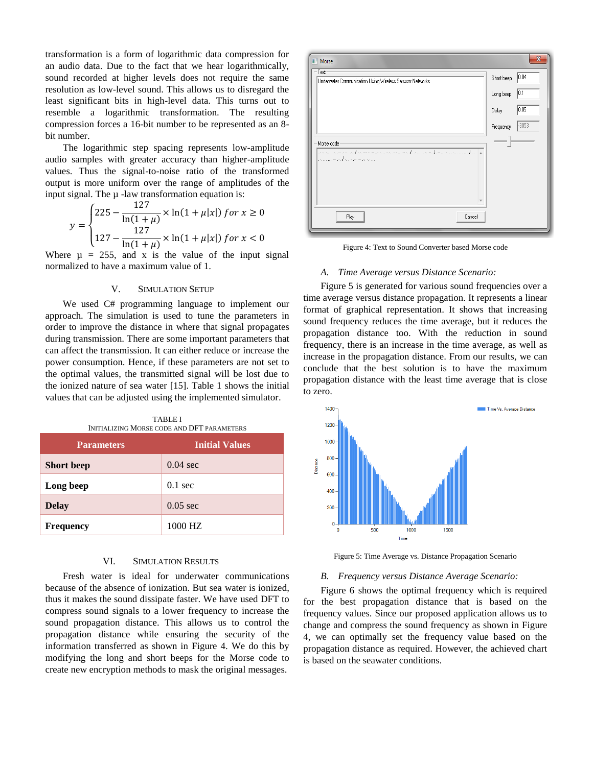transformation is a form of logarithmic data compression for an audio data. Due to the fact that we hear logarithmically, sound recorded at higher levels does not require the same resolution as low-level sound. This allows us to disregard the least significant bits in high-level data. This turns out to resemble a logarithmic transformation. The resulting compression forces a 16-bit number to be represented as an 8-bit number.

The logarithmic step spacing represents low-amplitude audio samples with greater accuracy than higher-amplitude values. Thus the signal-to-noise ratio of the transformed output is more uniform over the range of amplitudes of the input signal. The μ -law transformation equation is:

$$y = \begin{cases} 225 - \dfrac{127}{\ln(1+\mu)} \times \ln(1+\mu|x|) \; for \; x \geq 0 \\ 127 - \dfrac{127}{\ln(1+\mu)} \times \ln(1+\mu|x|) \; for \; x < 0 \end{cases}$$

Where μ = 255, and x is the value of the input signal normalized to have a maximum value of 1.

## V. SIMULATION SETUP

We used C# programming language to implement our approach. The simulation is used to tune the parameters in order to improve the distance in where that signal propagates during transmission. There are some important parameters that can affect the transmission. It can either reduce or increase the power consumption. Hence, if these parameters are not set to the optimal values, the transmitted signal will be lost due to the ionized nature of sea water [15]. Table 1 shows the initial values that can be adjusted using the implemented simulator.

TABLE I
INITIALIZING MORSE CODE AND DFT PARAMETERS

| Parameters | Initial Values |
|---|---|
| **Short beep** | 0.04 sec |
| **Long beep** | 0.1 sec |
| **Delay** | 0.05 sec |
| **Frequency** | 1000 HZ |

## VI. SIMULATION RESULTS

Fresh water is ideal for underwater communications because of the absence of ionization. But sea water is ionized, thus it makes the sound dissipate faster. We have used DFT to compress sound signals to a lower frequency to increase the sound propagation distance. This allows us to control the propagation distance while ensuring the security of the information transferred as shown in Figure 4. We do this by modifying the long and short beeps for the Morse code to create new encryption methods to mask the original messages.

Figure 4: Text to Sound Converter based Morse code

### A. Time Average versus Distance Scenario:

Figure 5 is generated for various sound frequencies over a time average versus distance propagation. It represents a linear format of graphical representation. It shows that increasing sound frequency reduces the time average, but it reduces the propagation distance too. With the reduction in sound frequency, there is an increase in the time average, as well as increase in the propagation distance. From our results, we can conclude that the best solution is to have the maximum propagation distance with the least time average that is close to zero.

Figure 5: Time Average vs. Distance Propagation Scenario

### B. Frequency versus Distance Average Scenario:

Figure 6 shows the optimal frequency which is required for the best propagation distance that is based on the frequency values. Since our proposed application allows us to change and compress the sound frequency as shown in Figure 4, we can optimally set the frequency value based on the propagation distance as required. However, the achieved chart is based on the seawater conditions.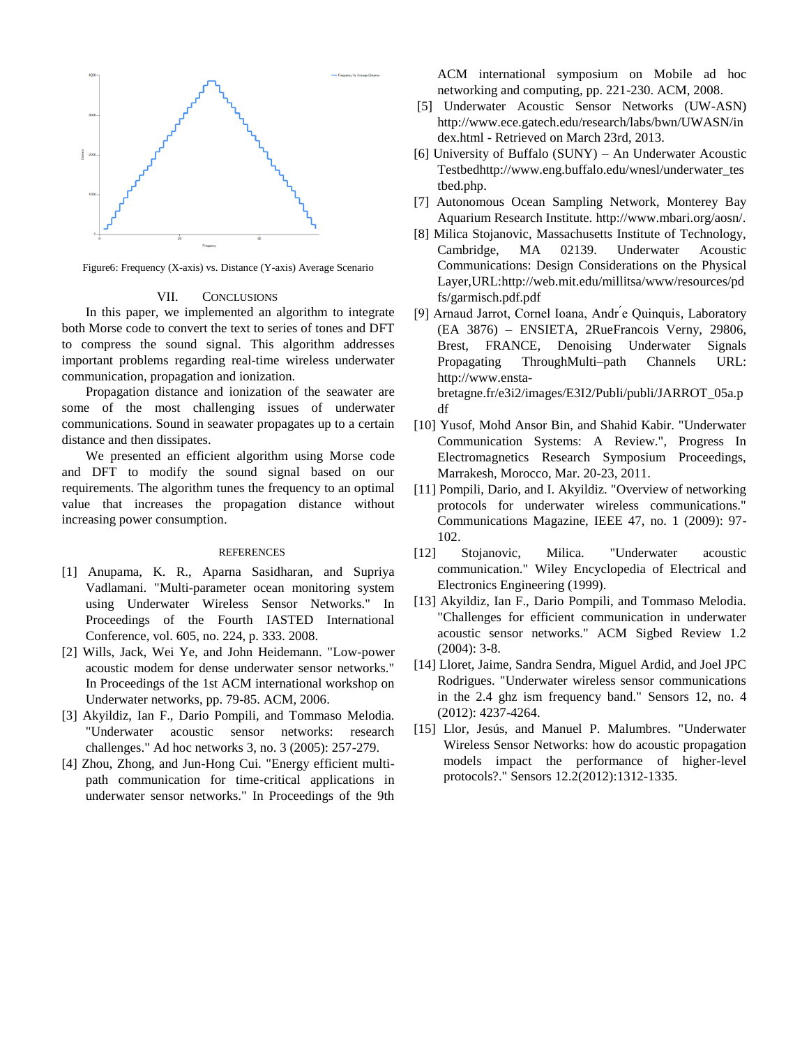4000

Frequency Vs. Average Distance

3000

Distance

2000

1000

0

0

20

40

Frequency

Figure6: Frequency (X-axis) vs. Distance (Y-axis) Average Scenario

## VII. CONCLUSIONS

In this paper, we implemented an algorithm to integrate both Morse code to convert the text to series of tones and DFT to compress the sound signal. This algorithm addresses important problems regarding real-time wireless underwater communication, propagation and ionization.

Propagation distance and ionization of the seawater are some of the most challenging issues of underwater communications. Sound in seawater propagates up to a certain distance and then dissipates.

We presented an efficient algorithm using Morse code and DFT to modify the sound signal based on our requirements. The algorithm tunes the frequency to an optimal value that increases the propagation distance without increasing power consumption.

## REFERENCES

[1] Anupama, K. R., Aparna Sasidharan, and Supriya Vadlamani. "Multi-parameter ocean monitoring system using Underwater Wireless Sensor Networks." In Proceedings of the Fourth IASTED International Conference, vol. 605, no. 224, p. 333. 2008.

[2] Wills, Jack, Wei Ye, and John Heidemann. "Low-power acoustic modem for dense underwater sensor networks." In Proceedings of the 1st ACM international workshop on Underwater networks, pp. 79-85. ACM, 2006.

[3] Akyildiz, Ian F., Dario Pompili, and Tommaso Melodia. "Underwater acoustic sensor networks: research challenges." Ad hoc networks 3, no. 3 (2005): 257-279.

[4] Zhou, Zhong, and Jun-Hong Cui. "Energy efficient multi-path communication for time-critical applications in underwater sensor networks." In Proceedings of the 9th ACM international symposium on Mobile ad hoc networking and computing, pp. 221-230. ACM, 2008.

[5] Underwater Acoustic Sensor Networks (UW-ASN) http://www.ece.gatech.edu/research/labs/bwn/UWASN/index.html - Retrieved on March 23rd, 2013.

[6] University of Buffalo (SUNY) – An Underwater Acoustic Testbedhttp://www.eng.buffalo.edu/wnesl/underwater_testbed.php.

[7] Autonomous Ocean Sampling Network, Monterey Bay Aquarium Research Institute. http://www.mbari.org/aosn/.

[8] Milica Stojanovic, Massachusetts Institute of Technology, Cambridge, MA 02139. Underwater Acoustic Communications: Design Considerations on the Physical Layer,URL:http://web.mit.edu/millitsa/www/resources/pdfs/garmisch.pdf.pdf

[9] Arnaud Jarrot, Cornel Ioana, Andŕe Quinquis, Laboratory (EA 3876) – ENSIETA, 2RueFrancois Verny, 29806, Brest, FRANCE, Denoising Underwater Signals Propagating ThroughMulti–path Channels URL: http://www.ensta-bretagne.fr/e3i2/images/E3I2/Publi/publi/JARROT_05a.pdf

[10] Yusof, Mohd Ansor Bin, and Shahid Kabir. "Underwater Communication Systems: A Review.", Progress In Electromagnetics Research Symposium Proceedings, Marrakesh, Morocco, Mar. 20-23, 2011.

[11] Pompili, Dario, and I. Akyildiz. "Overview of networking protocols for underwater wireless communications." Communications Magazine, IEEE 47, no. 1 (2009): 97-102.

[12] Stojanovic, Milica. "Underwater acoustic communication." Wiley Encyclopedia of Electrical and Electronics Engineering (1999).

[13] Akyildiz, Ian F., Dario Pompili, and Tommaso Melodia. "Challenges for efficient communication in underwater acoustic sensor networks." ACM Sigbed Review 1.2 (2004): 3-8.

[14] Lloret, Jaime, Sandra Sendra, Miguel Ardid, and Joel JPC Rodrigues. "Underwater wireless sensor communications in the 2.4 ghz ism frequency band." Sensors 12, no. 4 (2012): 4237-4264.

[15] Llor, Jesús, and Manuel P. Malumbres. "Underwater Wireless Sensor Networks: how do acoustic propagation models impact the performance of higher-level protocols?." Sensors 12.2(2012):1312-1335.